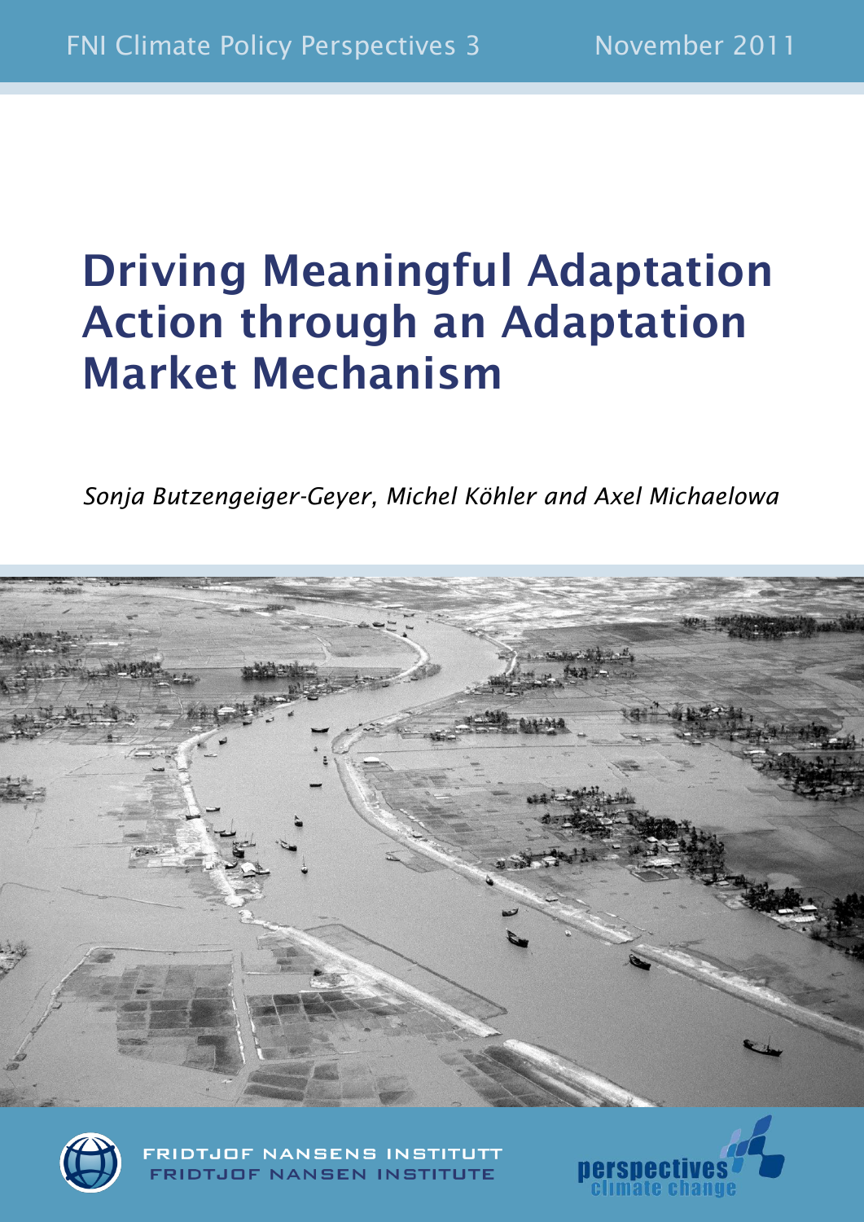FNI Climate Policy Perspectives 3

November 2011

# Driving Meaningful Adaptation Action through an Adaptation Market Mechanism

*Sonja Butzengeiger-Geyer, Michel Köhler and Axel Michaelowa*

FRIDTJOF NANSENS INSTITUTT
FRIDTJOF NANSEN INSTITUTE

perspectives climate change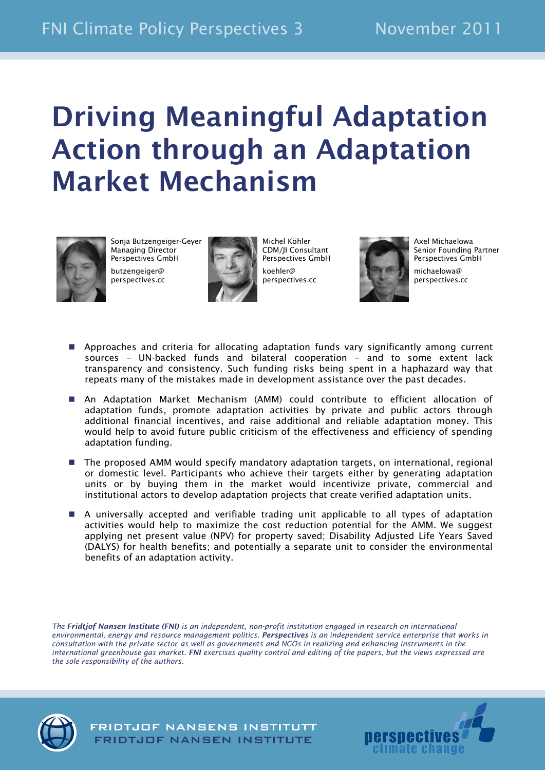# Driving Meaningful Adaptation Action through an Adaptation Market Mechanism

Sonja Butzengeiger-Geyer
Managing Director
Perspectives GmbH
butzengeiger@perspectives.cc

Michel Köhler
CDM/JI Consultant
Perspectives GmbH
koehler@perspectives.cc

Axel Michaelowa
Senior Founding Partner
Perspectives GmbH
michaelowa@perspectives.cc

- Approaches and criteria for allocating adaptation funds vary significantly among current sources – UN-backed funds and bilateral cooperation – and to some extent lack transparency and consistency. Such funding risks being spent in a haphazard way that repeats many of the mistakes made in development assistance over the past decades.
- An Adaptation Market Mechanism (AMM) could contribute to efficient allocation of adaptation funds, promote adaptation activities by private and public actors through additional financial incentives, and raise additional and reliable adaptation money. This would help to avoid future public criticism of the effectiveness and efficiency of spending adaptation funding.
- The proposed AMM would specify mandatory adaptation targets, on international, regional or domestic level. Participants who achieve their targets either by generating adaptation units or by buying them in the market would incentivize private, commercial and institutional actors to develop adaptation projects that create verified adaptation units.
- A universally accepted and verifiable trading unit applicable to all types of adaptation activities would help to maximize the cost reduction potential for the AMM. We suggest applying net present value (NPV) for property saved; Disability Adjusted Life Years Saved (DALYS) for health benefits; and potentially a separate unit to consider the environmental benefits of an adaptation activity.

*The **Fridtjof Nansen Institute (FNI)** is an independent, non-profit institution engaged in research on international environmental, energy and resource management politics. **Perspectives** is an independent service enterprise that works in consultation with the private sector as well as governments and NGOs in realizing and enhancing instruments in the international greenhouse gas market. **FNI** exercises quality control and editing of the papers, but the views expressed are the sole responsibility of the authors.*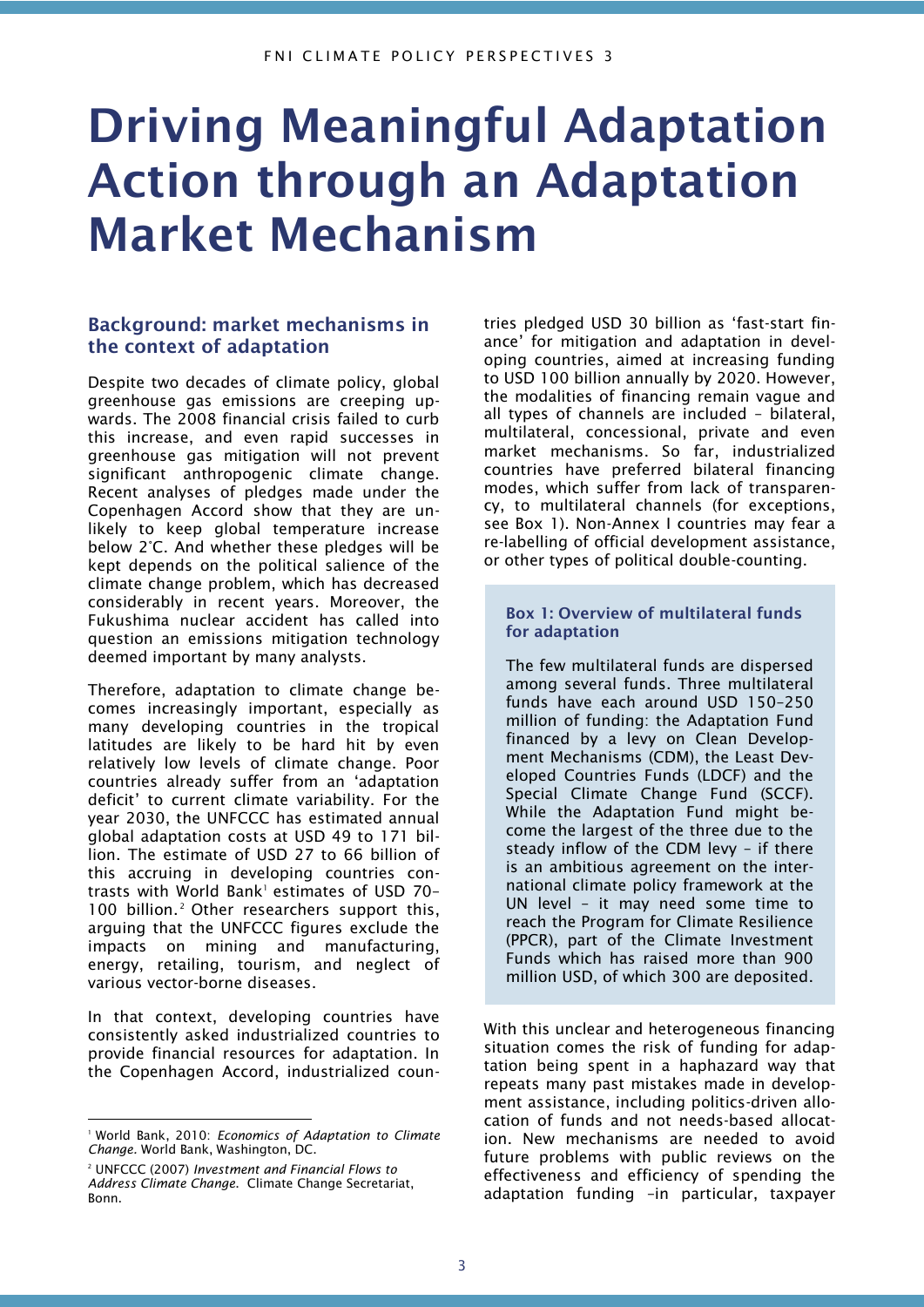# Driving Meaningful Adaptation Action through an Adaptation Market Mechanism

## Background: market mechanisms in the context of adaptation

Despite two decades of climate policy, global greenhouse gas emissions are creeping upwards. The 2008 financial crisis failed to curb this increase, and even rapid successes in greenhouse gas mitigation will not prevent significant anthropogenic climate change. Recent analyses of pledges made under the Copenhagen Accord show that they are unlikely to keep global temperature increase below 2˚C. And whether these pledges will be kept depends on the political salience of the climate change problem, which has decreased considerably in recent years. Moreover, the Fukushima nuclear accident has called into question an emissions mitigation technology deemed important by many analysts.

Therefore, adaptation to climate change becomes increasingly important, especially as many developing countries in the tropical latitudes are likely to be hard hit by even relatively low levels of climate change. Poor countries already suffer from an 'adaptation deficit' to current climate variability. For the year 2030, the UNFCCC has estimated annual global adaptation costs at USD 49 to 171 billion. The estimate of USD 27 to 66 billion of this accruing in developing countries contrasts with World Bank[1] estimates of USD 70–100 billion.[2] Other researchers support this, arguing that the UNFCCC figures exclude the impacts on mining and manufacturing, energy, retailing, tourism, and neglect of various vector-borne diseases.

In that context, developing countries have consistently asked industrialized countries to provide financial resources for adaptation. In the Copenhagen Accord, industrialized countries pledged USD 30 billion as 'fast-start finance' for mitigation and adaptation in developing countries, aimed at increasing funding to USD 100 billion annually by 2020. However, the modalities of financing remain vague and all types of channels are included – bilateral, multilateral, concessional, private and even market mechanisms. So far, industrialized countries have preferred bilateral financing modes, which suffer from lack of transparency, to multilateral channels (for exceptions, see Box 1). Non-Annex I countries may fear a re-labelling of official development assistance, or other types of political double-counting.

> **Box 1: Overview of multilateral funds for adaptation**
>
> The few multilateral funds are dispersed among several funds. Three multilateral funds have each around USD 150–250 million of funding: the Adaptation Fund financed by a levy on Clean Development Mechanisms (CDM), the Least Developed Countries Funds (LDCF) and the Special Climate Change Fund (SCCF). While the Adaptation Fund might become the largest of the three due to the steady inflow of the CDM levy – if there is an ambitious agreement on the international climate policy framework at the UN level – it may need some time to reach the Program for Climate Resilience (PPCR), part of the Climate Investment Funds which has raised more than 900 million USD, of which 300 are deposited.

With this unclear and heterogeneous financing situation comes the risk of funding for adaptation being spent in a haphazard way that repeats many past mistakes made in development assistance, including politics-driven allocation of funds and not needs-based allocation. New mechanisms are needed to avoid future problems with public reviews on the effectiveness and efficiency of spending the adaptation funding –in particular, taxpayer

---

[1] World Bank, 2010: *Economics of Adaptation to Climate Change.* World Bank, Washington, DC.

[2] UNFCCC (2007) *Investment and Financial Flows to Address Climate Change.* Climate Change Secretariat, Bonn.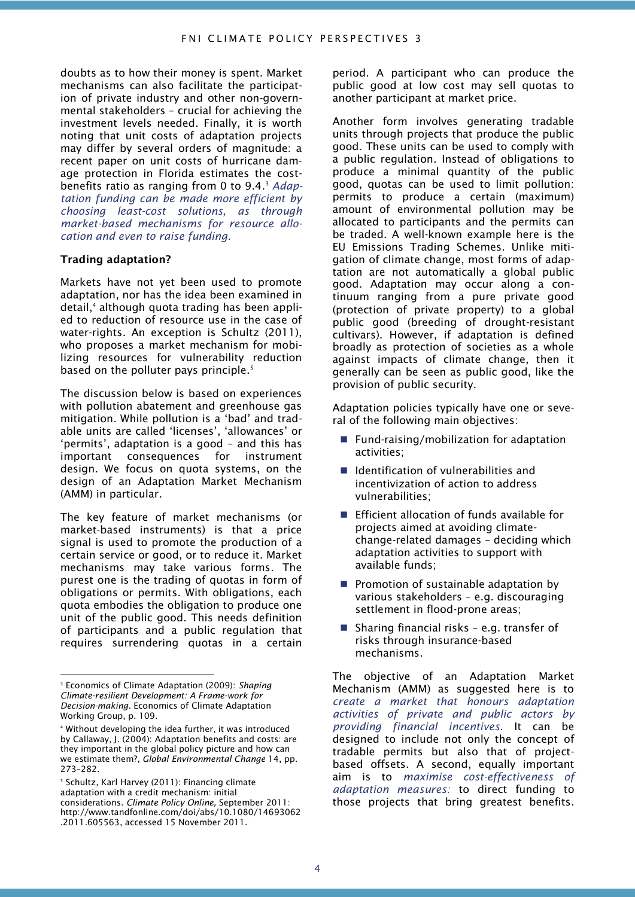doubts as to how their money is spent. Market mechanisms can also facilitate the participation of private industry and other non-governmental stakeholders – crucial for achieving the investment levels needed. Finally, it is worth noting that unit costs of adaptation projects may differ by several orders of magnitude: a recent paper on unit costs of hurricane damage protection in Florida estimates the cost-benefits ratio as ranging from 0 to 9.4.[3] *Adaptation funding can be made more efficient by choosing least-cost solutions, as through market-based mechanisms for resource allocation and even to raise funding.*

**Trading adaptation?**

Markets have not yet been used to promote adaptation, nor has the idea been examined in detail,[4] although quota trading has been applied to reduction of resource use in the case of water-rights. An exception is Schultz (2011), who proposes a market mechanism for mobilizing resources for vulnerability reduction based on the polluter pays principle.[5]

The discussion below is based on experiences with pollution abatement and greenhouse gas mitigation. While pollution is a 'bad' and tradable units are called 'licenses', 'allowances' or 'permits', adaptation is a good – and this has important consequences for instrument design. We focus on quota systems, on the design of an Adaptation Market Mechanism (AMM) in particular.

The key feature of market mechanisms (or market-based instruments) is that a price signal is used to promote the production of a certain service or good, or to reduce it. Market mechanisms may take various forms. The purest one is the trading of quotas in form of obligations or permits. With obligations, each quota embodies the obligation to produce one unit of the public good. This needs definition of participants and a public regulation that requires surrendering quotas in a certain period. A participant who can produce the public good at low cost may sell quotas to another participant at market price.

Another form involves generating tradable units through projects that produce the public good. These units can be used to comply with a public regulation. Instead of obligations to produce a minimal quantity of the public good, quotas can be used to limit pollution: permits to produce a certain (maximum) amount of environmental pollution may be allocated to participants and the permits can be traded. A well-known example here is the EU Emissions Trading Schemes. Unlike mitigation of climate change, most forms of adaptation are not automatically a global public good. Adaptation may occur along a continuum ranging from a pure private good (protection of private property) to a global public good (breeding of drought-resistant cultivars). However, if adaptation is defined broadly as protection of societies as a whole against impacts of climate change, then it generally can be seen as public good, like the provision of public security.

Adaptation policies typically have one or several of the following main objectives:

- Fund-raising/mobilization for adaptation activities;
- Identification of vulnerabilities and incentivization of action to address vulnerabilities;
- Efficient allocation of funds available for projects aimed at avoiding climate-change-related damages – deciding which adaptation activities to support with available funds;
- Promotion of sustainable adaptation by various stakeholders – e.g. discouraging settlement in flood-prone areas;
- Sharing financial risks – e.g. transfer of risks through insurance-based mechanisms.

The objective of an Adaptation Market Mechanism (AMM) as suggested here is to *create a market that honours adaptation activities of private and public actors by providing financial incentives*. It can be designed to include not only the concept of tradable permits but also that of project-based offsets. A second, equally important aim is to *maximise cost-effectiveness of adaptation measures:* to direct funding to those projects that bring greatest benefits.

---

[3] Economics of Climate Adaptation (2009): *Shaping Climate-resilient Development: A Frame-work for Decision-making*. Economics of Climate Adaptation Working Group, p. 109.

[4] Without developing the idea further, it was introduced by Callaway, J. (2004): Adaptation benefits and costs: are they important in the global policy picture and how can we estimate them?, *Global Environmental Change* 14, pp. 273–282.

[5] Schultz, Karl Harvey (2011): Financing climate adaptation with a credit mechanism: initial considerations. *Climate Policy Online*, September 2011: http://www.tandfonline.com/doi/abs/10.1080/14693062.2011.605563, accessed 15 November 2011.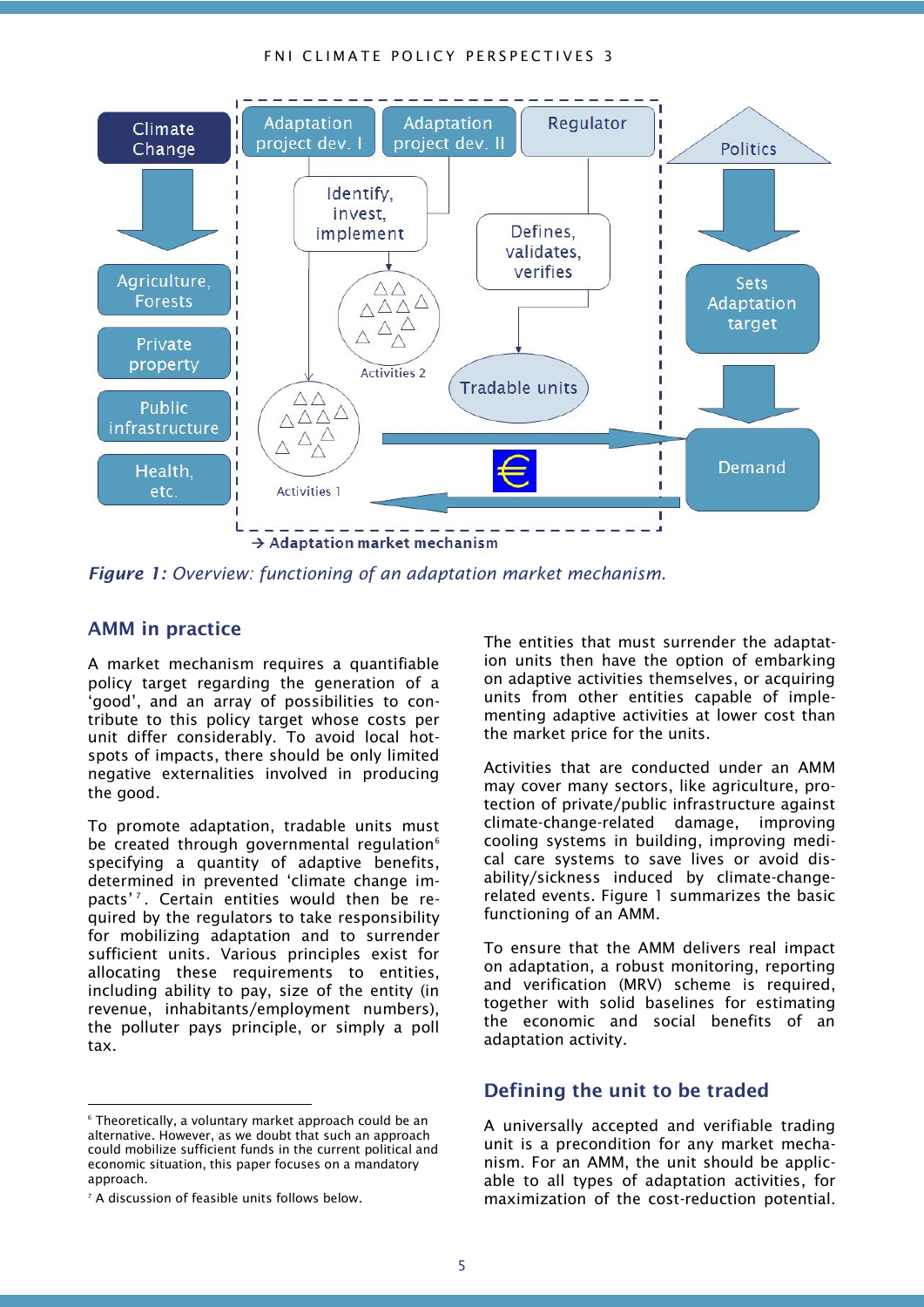*Figure 1: Overview: functioning of an adaptation market mechanism.*

## AMM in practice

A market mechanism requires a quantifiable policy target regarding the generation of a 'good', and an array of possibilities to contribute to this policy target whose costs per unit differ considerably. To avoid local hotspots of impacts, there should be only limited negative externalities involved in producing the good.

To promote adaptation, tradable units must be created through governmental regulation[6] specifying a quantity of adaptive benefits, determined in prevented 'climate change impacts'[7]. Certain entities would then be required by the regulators to take responsibility for mobilizing adaptation and to surrender sufficient units. Various principles exist for allocating these requirements to entities, including ability to pay, size of the entity (in revenue, inhabitants/employment numbers), the polluter pays principle, or simply a poll tax.

The entities that must surrender the adaptation units then have the option of embarking on adaptive activities themselves, or acquiring units from other entities capable of implementing adaptive activities at lower cost than the market price for the units.

Activities that are conducted under an AMM may cover many sectors, like agriculture, protection of private/public infrastructure against climate-change-related damage, improving cooling systems in building, improving medical care systems to save lives or avoid disability/sickness induced by climate-change-related events. Figure 1 summarizes the basic functioning of an AMM.

To ensure that the AMM delivers real impact on adaptation, a robust monitoring, reporting and verification (MRV) scheme is required, together with solid baselines for estimating the economic and social benefits of an adaptation activity.

## Defining the unit to be traded

A universally accepted and verifiable trading unit is a precondition for any market mechanism. For an AMM, the unit should be applicable to all types of adaptation activities, for maximization of the cost-reduction potential.

---

[6] Theoretically, a voluntary market approach could be an alternative. However, as we doubt that such an approach could mobilize sufficient funds in the current political and economic situation, this paper focuses on a mandatory approach.

[7] A discussion of feasible units follows below.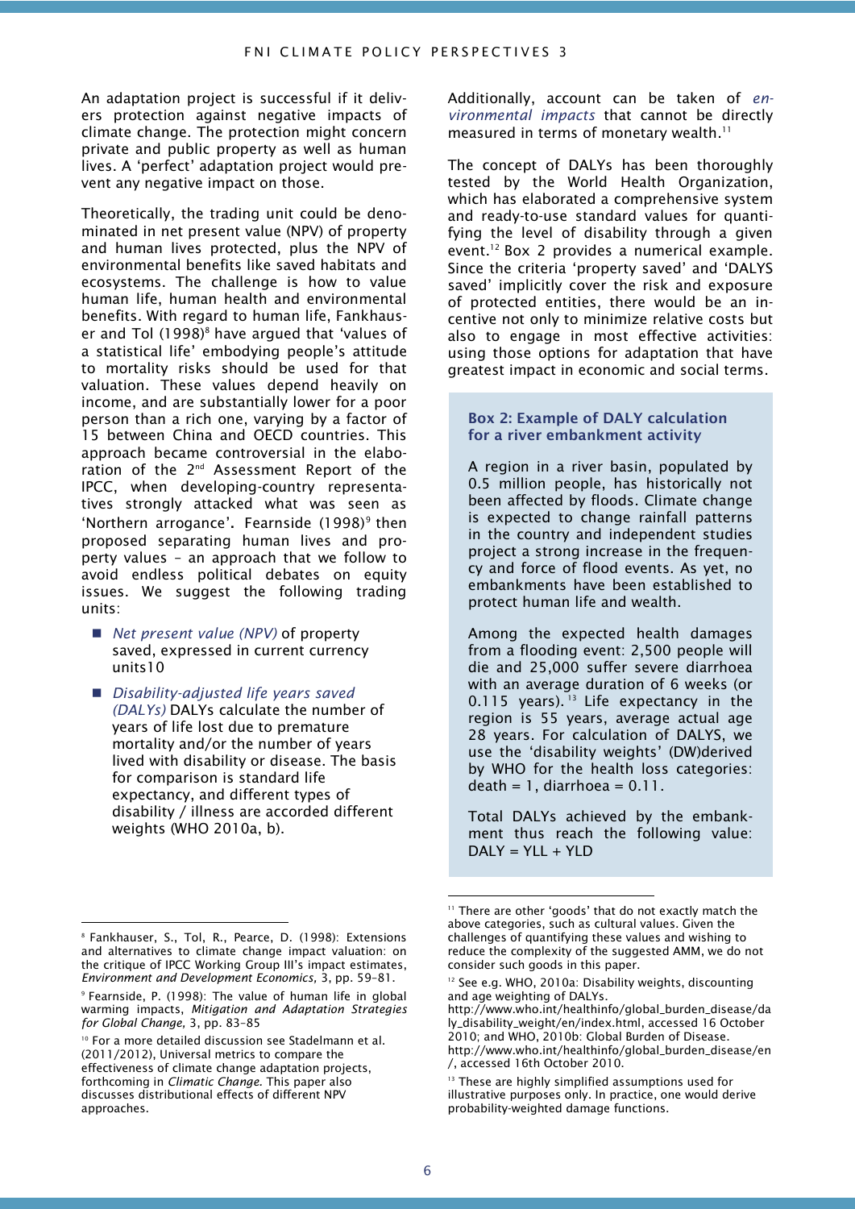An adaptation project is successful if it delivers protection against negative impacts of climate change. The protection might concern private and public property as well as human lives. A 'perfect' adaptation project would prevent any negative impact on those.

Theoretically, the trading unit could be denominated in net present value (NPV) of property and human lives protected, plus the NPV of environmental benefits like saved habitats and ecosystems. The challenge is how to value human life, human health and environmental benefits. With regard to human life, Fankhauser and Tol (1998)[8] have argued that 'values of a statistical life' embodying people's attitude to mortality risks should be used for that valuation. These values depend heavily on income, and are substantially lower for a poor person than a rich one, varying by a factor of 15 between China and OECD countries. This approach became controversial in the elaboration of the 2nd Assessment Report of the IPCC, when developing-country representatives strongly attacked what was seen as 'Northern arrogance'. Fearnside (1998)[9] then proposed separating human lives and property values – an approach that we follow to avoid endless political debates on equity issues. We suggest the following trading units:

- *Net present value (NPV)* of property saved, expressed in current currency units10
- *Disability-adjusted life years saved (DALYs)* DALYs calculate the number of years of life lost due to premature mortality and/or the number of years lived with disability or disease. The basis for comparison is standard life expectancy, and different types of disability / illness are accorded different weights (WHO 2010a, b).

Additionally, account can be taken of *environmental impacts* that cannot be directly measured in terms of monetary wealth.[11]

The concept of DALYs has been thoroughly tested by the World Health Organization, which has elaborated a comprehensive system and ready-to-use standard values for quantifying the level of disability through a given event.[12] Box 2 provides a numerical example. Since the criteria 'property saved' and 'DALYS saved' implicitly cover the risk and exposure of protected entities, there would be an incentive not only to minimize relative costs but also to engage in most effective activities: using those options for adaptation that have greatest impact in economic and social terms.

> **Box 2: Example of DALY calculation for a river embankment activity**
>
> A region in a river basin, populated by 0.5 million people, has historically not been affected by floods. Climate change is expected to change rainfall patterns in the country and independent studies project a strong increase in the frequency and force of flood events. As yet, no embankments have been established to protect human life and wealth.
>
> Among the expected health damages from a flooding event: 2,500 people will die and 25,000 suffer severe diarrhoea with an average duration of 6 weeks (or 0.115 years).[13] Life expectancy in the region is 55 years, average actual age 28 years. For calculation of DALYS, we use the 'disability weights' (DW)derived by WHO for the health loss categories: death = 1, diarrhoea = 0.11.
>
> Total DALYs achieved by the embankment thus reach the following value: DALY = YLL + YLD

---

[8] Fankhauser, S., Tol, R., Pearce, D. (1998): Extensions and alternatives to climate change impact valuation: on the critique of IPCC Working Group III's impact estimates, *Environment and Development Economics*, 3, pp. 59–81.

[9] Fearnside, P. (1998): The value of human life in global warming impacts, *Mitigation and Adaptation Strategies for Global Change*, 3, pp. 83–85

[10] For a more detailed discussion see Stadelmann et al. (2011/2012), Universal metrics to compare the effectiveness of climate change adaptation projects, forthcoming in *Climatic Change*. This paper also discusses distributional effects of different NPV approaches.

[11] There are other 'goods' that do not exactly match the above categories, such as cultural values. Given the challenges of quantifying these values and wishing to reduce the complexity of the suggested AMM, we do not consider such goods in this paper.

[12] See e.g. WHO, 2010a: Disability weights, discounting and age weighting of DALYs. http://www.who.int/healthinfo/global_burden_disease/daly_disability_weight/en/index.html, accessed 16 October 2010; and WHO, 2010b: Global Burden of Disease. http://www.who.int/healthinfo/global_burden_disease/en/, accessed 16th October 2010.

[13] These are highly simplified assumptions used for illustrative purposes only. In practice, one would derive probability-weighted damage functions.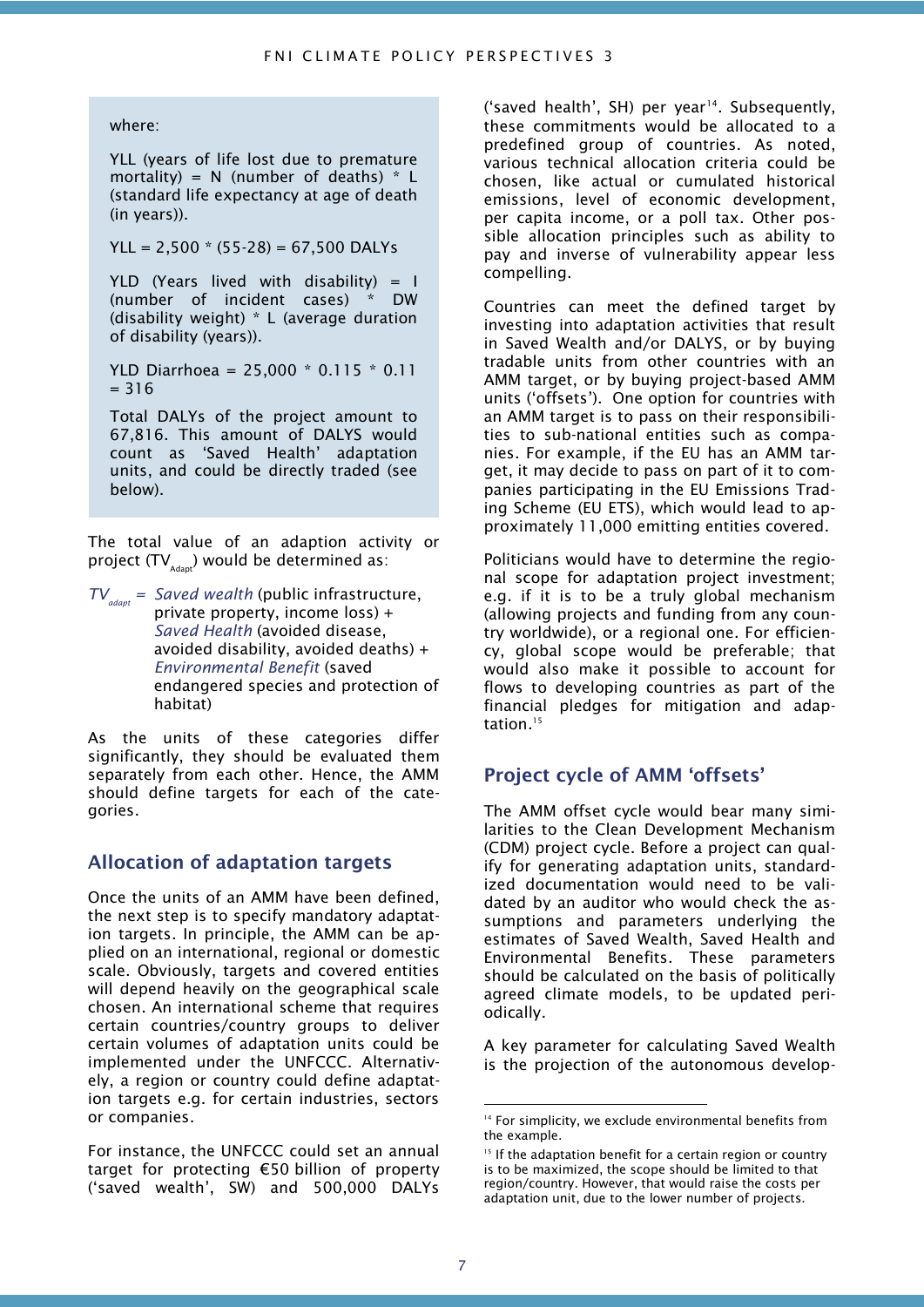where:

YLL (years of life lost due to premature mortality) = N (number of deaths) * L (standard life expectancy at age of death (in years)).

YLL = 2,500 * (55-28) = 67,500 DALYs

YLD (Years lived with disability) = I (number of incident cases) * DW (disability weight) * L (average duration of disability (years)).

YLD Diarrhoea = 25,000 * 0.115 * 0.11 = 316

Total DALYs of the project amount to 67,816. This amount of DALYS would count as 'Saved Health' adaptation units, and could be directly traded (see below).

The total value of an adaption activity or project ($TV_{Adapt}$) would be determined as:

$TV_{adapt}$ = *Saved wealth* (public infrastructure, private property, income loss) + *Saved Health* (avoided disease, avoided disability, avoided deaths) + *Environmental Benefit* (saved endangered species and protection of habitat)

As the units of these categories differ significantly, they should be evaluated them separately from each other. Hence, the AMM should define targets for each of the categories.

## Allocation of adaptation targets

Once the units of an AMM have been defined, the next step is to specify mandatory adaptation targets. In principle, the AMM can be applied on an international, regional or domestic scale. Obviously, targets and covered entities will depend heavily on the geographical scale chosen. An international scheme that requires certain countries/country groups to deliver certain volumes of adaptation units could be implemented under the UNFCCC. Alternatively, a region or country could define adaptation targets e.g. for certain industries, sectors or companies.

For instance, the UNFCCC could set an annual target for protecting €50 billion of property ('saved wealth', SW) and 500,000 DALYs ('saved health', SH) per year[14]. Subsequently, these commitments would be allocated to a predefined group of countries. As noted, various technical allocation criteria could be chosen, like actual or cumulated historical emissions, level of economic development, per capita income, or a poll tax. Other possible allocation principles such as ability to pay and inverse of vulnerability appear less compelling.

Countries can meet the defined target by investing into adaptation activities that result in Saved Wealth and/or DALYS, or by buying tradable units from other countries with an AMM target, or by buying project-based AMM units ('offsets'). One option for countries with an AMM target is to pass on their responsibilities to sub-national entities such as companies. For example, if the EU has an AMM target, it may decide to pass on part of it to companies participating in the EU Emissions Trading Scheme (EU ETS), which would lead to approximately 11,000 emitting entities covered.

Politicians would have to determine the regional scope for adaptation project investment; e.g. if it is to be a truly global mechanism (allowing projects and funding from any country worldwide), or a regional one. For efficiency, global scope would be preferable; that would also make it possible to account for flows to developing countries as part of the financial pledges for mitigation and adaptation.[15]

## Project cycle of AMM 'offsets'

The AMM offset cycle would bear many similarities to the Clean Development Mechanism (CDM) project cycle. Before a project can qualify for generating adaptation units, standardized documentation would need to be validated by an auditor who would check the assumptions and parameters underlying the estimates of Saved Wealth, Saved Health and Environmental Benefits. These parameters should be calculated on the basis of politically agreed climate models, to be updated periodically.

A key parameter for calculating Saved Wealth is the projection of the autonomous develop-

---

[14] For simplicity, we exclude environmental benefits from the example.

[15] If the adaptation benefit for a certain region or country is to be maximized, the scope should be limited to that region/country. However, that would raise the costs per adaptation unit, due to the lower number of projects.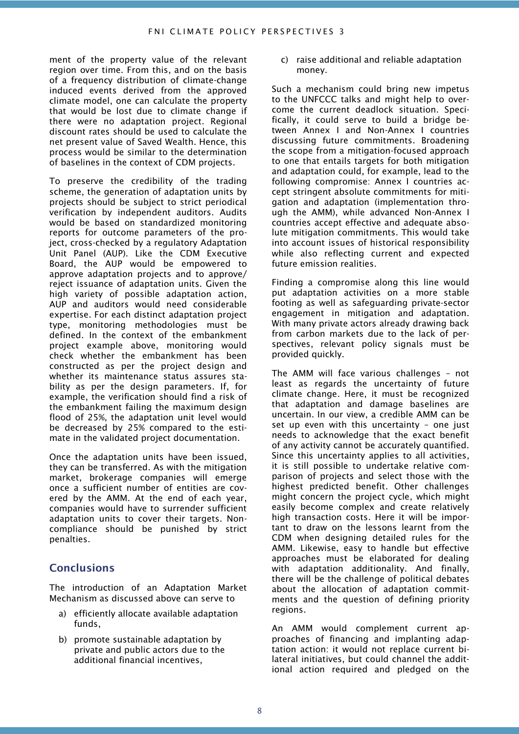ment of the property value of the relevant region over time. From this, and on the basis of a frequency distribution of climate-change induced events derived from the approved climate model, one can calculate the property that would be lost due to climate change if there were no adaptation project. Regional discount rates should be used to calculate the net present value of Saved Wealth. Hence, this process would be similar to the determination of baselines in the context of CDM projects.

To preserve the credibility of the trading scheme, the generation of adaptation units by projects should be subject to strict periodical verification by independent auditors. Audits would be based on standardized monitoring reports for outcome parameters of the project, cross-checked by a regulatory Adaptation Unit Panel (AUP). Like the CDM Executive Board, the AUP would be empowered to approve adaptation projects and to approve/ reject issuance of adaptation units. Given the high variety of possible adaptation action, AUP and auditors would need considerable expertise. For each distinct adaptation project type, monitoring methodologies must be defined. In the context of the embankment project example above, monitoring would check whether the embankment has been constructed as per the project design and whether its maintenance status assures stability as per the design parameters. If, for example, the verification should find a risk of the embankment failing the maximum design flood of 25%, the adaptation unit level would be decreased by 25% compared to the estimate in the validated project documentation.

Once the adaptation units have been issued, they can be transferred. As with the mitigation market, brokerage companies will emerge once a sufficient number of entities are covered by the AMM. At the end of each year, companies would have to surrender sufficient adaptation units to cover their targets. Non-compliance should be punished by strict penalties.

## Conclusions

The introduction of an Adaptation Market Mechanism as discussed above can serve to

a) efficiently allocate available adaptation funds,
b) promote sustainable adaptation by private and public actors due to the additional financial incentives,
c) raise additional and reliable adaptation money.

Such a mechanism could bring new impetus to the UNFCCC talks and might help to overcome the current deadlock situation. Specifically, it could serve to build a bridge between Annex I and Non-Annex I countries discussing future commitments. Broadening the scope from a mitigation-focused approach to one that entails targets for both mitigation and adaptation could, for example, lead to the following compromise: Annex I countries accept stringent absolute commitments for mitigation and adaptation (implementation through the AMM), while advanced Non-Annex I countries accept effective and adequate absolute mitigation commitments. This would take into account issues of historical responsibility while also reflecting current and expected future emission realities.

Finding a compromise along this line would put adaptation activities on a more stable footing as well as safeguarding private-sector engagement in mitigation and adaptation. With many private actors already drawing back from carbon markets due to the lack of perspectives, relevant policy signals must be provided quickly.

The AMM will face various challenges – not least as regards the uncertainty of future climate change. Here, it must be recognized that adaptation and damage baselines are uncertain. In our view, a credible AMM can be set up even with this uncertainty – one just needs to acknowledge that the exact benefit of any activity cannot be accurately quantified. Since this uncertainty applies to all activities, it is still possible to undertake relative comparison of projects and select those with the highest predicted benefit. Other challenges might concern the project cycle, which might easily become complex and create relatively high transaction costs. Here it will be important to draw on the lessons learnt from the CDM when designing detailed rules for the AMM. Likewise, easy to handle but effective approaches must be elaborated for dealing with adaptation additionality. And finally, there will be the challenge of political debates about the allocation of adaptation commitments and the question of defining priority regions.

An AMM would complement current approaches of financing and implanting adaptation action: it would not replace current bilateral initiatives, but could channel the additional action required and pledged on the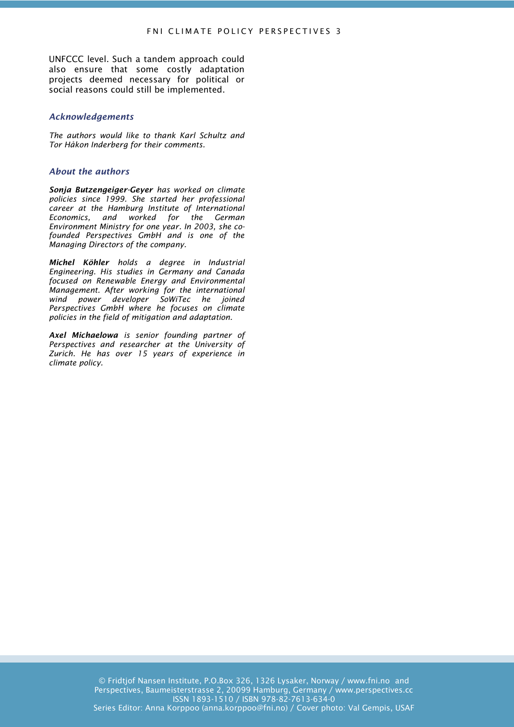UNFCCC level. Such a tandem approach could also ensure that some costly adaptation projects deemed necessary for political or social reasons could still be implemented.

### *Acknowledgements*

*The authors would like to thank Karl Schultz and Tor Håkon Inderberg for their comments.*

### *About the authors*

***Sonja Butzengeiger-Geyer*** *has worked on climate policies since 1999. She started her professional career at the Hamburg Institute of International Economics, and worked for the German Environment Ministry for one year. In 2003, she co-founded Perspectives GmbH and is one of the Managing Directors of the company.*

***Michel Köhler*** *holds a degree in Industrial Engineering. His studies in Germany and Canada focused on Renewable Energy and Environmental Management. After working for the international wind power developer SoWiTec he joined Perspectives GmbH where he focuses on climate policies in the field of mitigation and adaptation.*

***Axel Michaelowa*** *is senior founding partner of Perspectives and researcher at the University of Zurich. He has over 15 years of experience in climate policy.*

© Fridtjof Nansen Institute, P.O.Box 326, 1326 Lysaker, Norway / www.fni.no and Perspectives, Baumeisterstrasse 2, 20099 Hamburg, Germany / www.perspectives.cc
ISSN 1893-1510 / ISBN 978-82-7613-634-0
Series Editor: Anna Korppoo (anna.korppoo@fni.no) / Cover photo: Val Gempis, USAF